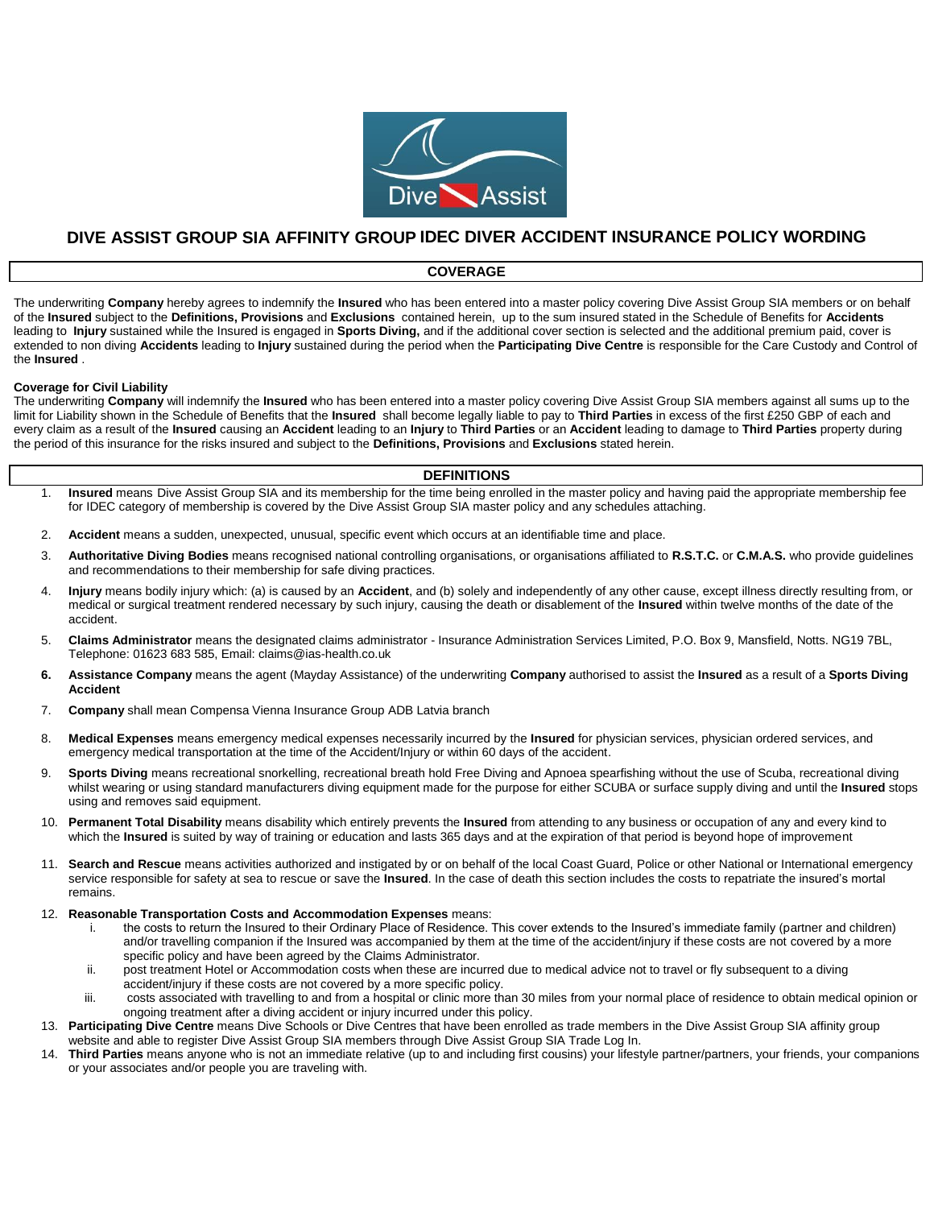# DIVE ASSIST GROUP SIA AFFINITY GROUP IDEC DIVER ACCIDENT INSURANCE POLICY WORDING

## COVERAGE

The underwriting **Company** hereby agrees to indemnify the **Insured** who has been entered into a master policy covering Dive Assist Group SIA members or on behalf of the **Insured** subject to the **Definitions, Provisions** and **Exclusions** contained herein, up to the sum insured stated in the Schedule of Benefits for **Accidents** leading to **Injury** sustained while the Insured is engaged in **Sports Diving,** and if the additional cover section is selected and the additional premium paid, cover is extended to non diving **Accidents** leading to **Injury** sustained during the period when the **Participating Dive Centre** is responsible for the Care Custody and Control of the **Insured** .

**Coverage for Civil Liability**

The underwriting **Company** will indemnify the **Insured** who has been entered into a master policy covering Dive Assist Group SIA members against all sums up to the limit for Liability shown in the Schedule of Benefits that the **Insured** shall become legally liable to pay to **Third Parties** in excess of the first £250 GBP of each and every claim as a result of the **Insured** causing an **Accident** leading to an **Injury** to **Third Parties** or an **Accident** leading to damage to **Third Parties** property during the period of this insurance for the risks insured and subject to the **Definitions, Provisions** and **Exclusions** stated herein.

## DEFINITIONS

1. **Insured** means Dive Assist Group SIA and its membership for the time being enrolled in the master policy and having paid the appropriate membership fee for IDEC category of membership is covered by the Dive Assist Group SIA master policy and any schedules attaching.
2. **Accident** means a sudden, unexpected, unusual, specific event which occurs at an identifiable time and place.
3. **Authoritative Diving Bodies** means recognised national controlling organisations, or organisations affiliated to **R.S.T.C.** or **C.M.A.S.** who provide guidelines and recommendations to their membership for safe diving practices.
4. **Injury** means bodily injury which: (a) is caused by an **Accident**, and (b) solely and independently of any other cause, except illness directly resulting from, or medical or surgical treatment rendered necessary by such injury, causing the death or disablement of the **Insured** within twelve months of the date of the accident.
5. **Claims Administrator** means the designated claims administrator - Insurance Administration Services Limited, P.O. Box 9, Mansfield, Notts. NG19 7BL, Telephone: 01623 683 585, Email: claims@ias-health.co.uk
6. **Assistance Company** means the agent (Mayday Assistance) of the underwriting **Company** authorised to assist the **Insured** as a result of a **Sports Diving Accident**
7. **Company** shall mean Compensa Vienna Insurance Group ADB Latvia branch
8. **Medical Expenses** means emergency medical expenses necessarily incurred by the **Insured** for physician services, physician ordered services, and emergency medical transportation at the time of the Accident/Injury or within 60 days of the accident.
9. **Sports Diving** means recreational snorkelling, recreational breath hold Free Diving and Apnoea spearfishing without the use of Scuba, recreational diving whilst wearing or using standard manufacturers diving equipment made for the purpose for either SCUBA or surface supply diving and until the **Insured** stops using and removes said equipment.
10. **Permanent Total Disability** means disability which entirely prevents the **Insured** from attending to any business or occupation of any and every kind to which the **Insured** is suited by way of training or education and lasts 365 days and at the expiration of that period is beyond hope of improvement
11. **Search and Rescue** means activities authorized and instigated by or on behalf of the local Coast Guard, Police or other National or International emergency service responsible for safety at sea to rescue or save the **Insured**. In the case of death this section includes the costs to repatriate the insured's mortal remains.
12. **Reasonable Transportation Costs and Accommodation Expenses** means:
    1. the costs to return the Insured to their Ordinary Place of Residence. This cover extends to the Insured's immediate family (partner and children) and/or travelling companion if the Insured was accompanied by them at the time of the accident/injury if these costs are not covered by a more specific policy and have been agreed by the Claims Administrator.
    2. post treatment Hotel or Accommodation costs when these are incurred due to medical advice not to travel or fly subsequent to a diving accident/injury if these costs are not covered by a more specific policy.
    3. costs associated with travelling to and from a hospital or clinic more than 30 miles from your normal place of residence to obtain medical opinion or ongoing treatment after a diving accident or injury incurred under this policy.
13. **Participating Dive Centre** means Dive Schools or Dive Centres that have been enrolled as trade members in the Dive Assist Group SIA affinity group website and able to register Dive Assist Group SIA members through Dive Assist Group SIA Trade Log In.
14. **Third Parties** means anyone who is not an immediate relative (up to and including first cousins) your lifestyle partner/partners, your friends, your companions or your associates and/or people you are traveling with.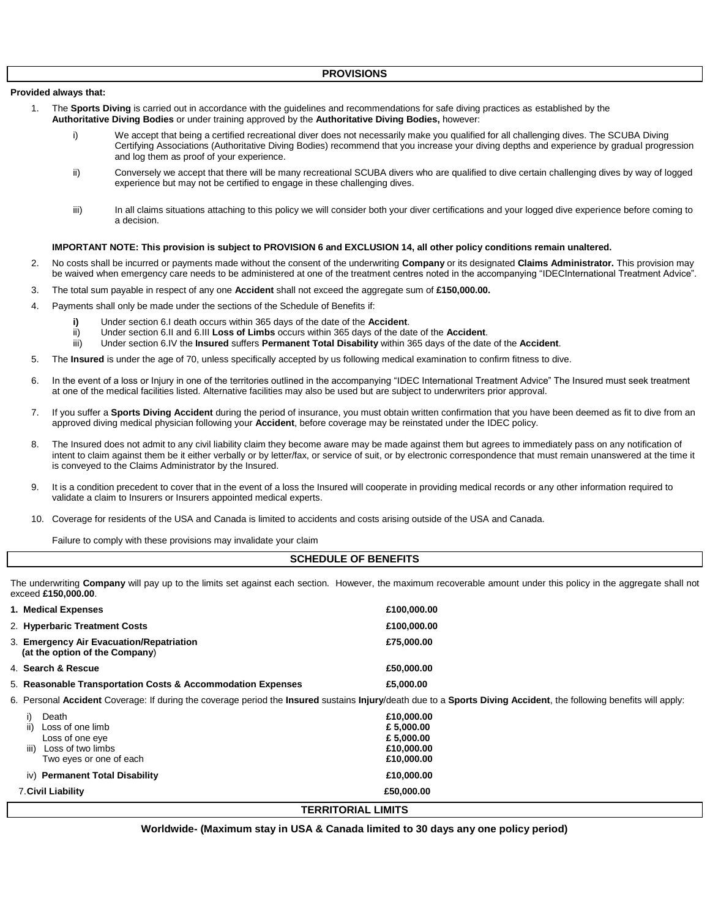## PROVISIONS

**Provided always that:**

1. The **Sports Diving** is carried out in accordance with the guidelines and recommendations for safe diving practices as established by the **Authoritative Diving Bodies** or under training approved by the **Authoritative Diving Bodies,** however:

   i) We accept that being a certified recreational diver does not necessarily make you qualified for all challenging dives. The SCUBA Diving Certifying Associations (Authoritative Diving Bodies) recommend that you increase your diving depths and experience by gradual progression and log them as proof of your experience.

   ii) Conversely we accept that there will be many recreational SCUBA divers who are qualified to dive certain challenging dives by way of logged experience but may not be certified to engage in these challenging dives.

   iii) In all claims situations attaching to this policy we will consider both your diver certifications and your logged dive experience before coming to a decision.

   **IMPORTANT NOTE: This provision is subject to PROVISION 6 and EXCLUSION 14, all other policy conditions remain unaltered.**

2. No costs shall be incurred or payments made without the consent of the underwriting **Company** or its designated **Claims Administrator.** This provision may be waived when emergency care needs to be administered at one of the treatment centres noted in the accompanying "IDECInternational Treatment Advice".

3. The total sum payable in respect of any one **Accident** shall not exceed the aggregate sum of **£150,000.00.**

4. Payments shall only be made under the sections of the Schedule of Benefits if:

   **i)** Under section 6.I death occurs within 365 days of the date of the **Accident**.
   ii) Under section 6.II and 6.III **Loss of Limbs** occurs within 365 days of the date of the **Accident**.
   iii) Under section 6.IV the **Insured** suffers **Permanent Total Disability** within 365 days of the date of the **Accident**.

5. The **Insured** is under the age of 70, unless specifically accepted by us following medical examination to confirm fitness to dive.

6. In the event of a loss or Injury in one of the territories outlined in the accompanying "IDEC International Treatment Advice" The Insured must seek treatment at one of the medical facilities listed. Alternative facilities may also be used but are subject to underwriters prior approval.

7. If you suffer a **Sports Diving Accident** during the period of insurance, you must obtain written confirmation that you have been deemed as fit to dive from an approved diving medical physician following your **Accident**, before coverage may be reinstated under the IDEC policy.

8. The Insured does not admit to any civil liability claim they become aware may be made against them but agrees to immediately pass on any notification of intent to claim against them be it either verbally or by letter/fax, or service of suit, or by electronic correspondence that must remain unanswered at the time it is conveyed to the Claims Administrator by the Insured.

9. It is a condition precedent to cover that in the event of a loss the Insured will cooperate in providing medical records or any other information required to validate a claim to Insurers or Insurers appointed medical experts.

10. Coverage for residents of the USA and Canada is limited to accidents and costs arising outside of the USA and Canada.

Failure to comply with these provisions may invalidate your claim

## SCHEDULE OF BENEFITS

The underwriting **Company** will pay up to the limits set against each section. However, the maximum recoverable amount under this policy in the aggregate shall not exceed **£150,000.00**.

| | |
|---|---|
| **1. Medical Expenses** | **£100,000.00** |
| 2. **Hyperbaric Treatment Costs** | **£100,000.00** |
| 3. **Emergency Air Evacuation/Repatriation (at the option of the Company)** | **£75,000.00** |
| 4. **Search & Rescue** | **£50,000.00** |
| 5. **Reasonable Transportation Costs & Accommodation Expenses** | **£5,000.00** |

6. Personal **Accident** Coverage: If during the coverage period the **Insured** sustains **Injury**/death due to a **Sports Diving Accident**, the following benefits will apply:

| | |
|---|---|
| i) Death | **£10,000.00** |
| ii) Loss of one limb | **£ 5,000.00** |
| Loss of one eye | **£ 5,000.00** |
| iii) Loss of two limbs | **£10,000.00** |
| Two eyes or one of each | **£10,000.00** |
| iv) **Permanent Total Disability** | **£10,000.00** |
| 7. **Civil Liability** | **£50,000.00** |

## TERRITORIAL LIMITS

**Worldwide- (Maximum stay in USA & Canada limited to 30 days any one policy period)**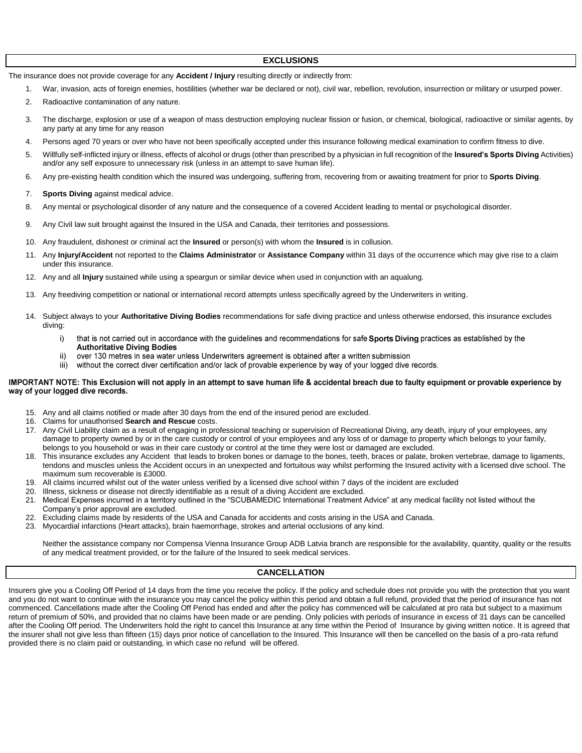## EXCLUSIONS

The insurance does not provide coverage for any **Accident / Injury** resulting directly or indirectly from:

1. War, invasion, acts of foreign enemies, hostilities (whether war be declared or not), civil war, rebellion, revolution, insurrection or military or usurped power.
2. Radioactive contamination of any nature.
3. The discharge, explosion or use of a weapon of mass destruction employing nuclear fission or fusion, or chemical, biological, radioactive or similar agents, by any party at any time for any reason
4. Persons aged 70 years or over who have not been specifically accepted under this insurance following medical examination to confirm fitness to dive.
5. Willfully self-inflicted injury or illness, effects of alcohol or drugs (other than prescribed by a physician in full recognition of the **Insured's Sports Diving** Activities) and/or any self exposure to unnecessary risk (unless in an attempt to save human life).
6. Any pre-existing health condition which the insured was undergoing, suffering from, recovering from or awaiting treatment for prior to **Sports Diving**.
7. **Sports Diving** against medical advice.
8. Any mental or psychological disorder of any nature and the consequence of a covered Accident leading to mental or psychological disorder.
9. Any Civil law suit brought against the Insured in the USA and Canada, their territories and possessions.
10. Any fraudulent, dishonest or criminal act the **Insured** or person(s) with whom the **Insured** is in collusion.
11. Any **Injury/Accident** not reported to the **Claims Administrator** or **Assistance Company** within 31 days of the occurrence which may give rise to a claim under this insurance.
12. Any and all **Injury** sustained while using a speargun or similar device when used in conjunction with an aqualung.
13. Any freediving competition or national or international record attempts unless specifically agreed by the Underwriters in writing.
14. Subject always to your **Authoritative Diving Bodies** recommendations for safe diving practice and unless otherwise endorsed, this insurance excludes diving:
    1) that is not carried out in accordance with the guidelines and recommendations for safe **Sports Diving** practices as established by the **Authoritative Diving Bodies**
    2) over 130 metres in sea water unless Underwriters agreement is obtained after a written submission
    3) without the correct diver certification and/or lack of provable experience by way of your logged dive records.

**IMPORTANT NOTE: This Exclusion will not apply in an attempt to save human life & accidental breach due to faulty equipment or provable experience by way of your logged dive records.**

15. Any and all claims notified or made after 30 days from the end of the insured period are excluded.
16. Claims for unauthorised **Search and Rescue** costs.
17. Any Civil Liability claim as a result of engaging in professional teaching or supervision of Recreational Diving, any death, injury of your employees, any damage to property owned by or in the care custody or control of your employees and any loss of or damage to property which belongs to your family, belongs to you household or was in their care custody or control at the time they were lost or damaged are excluded.
18. This insurance excludes any Accident that leads to broken bones or damage to the bones, teeth, braces or palate, broken vertebrae, damage to ligaments, tendons and muscles unless the Accident occurs in an unexpected and fortuitous way whilst performing the Insured activity with a licensed dive school. The maximum sum recoverable is £3000.
19. All claims incurred whilst out of the water unless verified by a licensed dive school within 7 days of the incident are excluded
20. Illness, sickness or disease not directly identifiable as a result of a diving Accident are excluded.
21. Medical Expenses incurred in a territory outlined in the "SCUBAMEDIC International Treatment Advice" at any medical facility not listed without the Company's prior approval are excluded.
22. Excluding claims made by residents of the USA and Canada for accidents and costs arising in the USA and Canada.
23. Myocardial infarctions (Heart attacks), brain haemorrhage, strokes and arterial occlusions of any kind.

Neither the assistance company nor Compensa Vienna Insurance Group ADB Latvia branch are responsible for the availability, quantity, quality or the results of any medical treatment provided, or for the failure of the Insured to seek medical services.

## CANCELLATION

Insurers give you a Cooling Off Period of 14 days from the time you receive the policy. If the policy and schedule does not provide you with the protection that you want and you do not want to continue with the insurance you may cancel the policy within this period and obtain a full refund, provided that the period of insurance has not commenced. Cancellations made after the Cooling Off Period has ended and after the policy has commenced will be calculated at pro rata but subject to a maximum return of premium of 50%, and provided that no claims have been made or are pending. Only policies with periods of insurance in excess of 31 days can be cancelled after the Cooling Off period. The Underwriters hold the right to cancel this Insurance at any time within the Period of Insurance by giving written notice. It is agreed that the insurer shall not give less than fifteen (15) days prior notice of cancellation to the Insured. This Insurance will then be cancelled on the basis of a pro-rata refund provided there is no claim paid or outstanding, in which case no refund will be offered.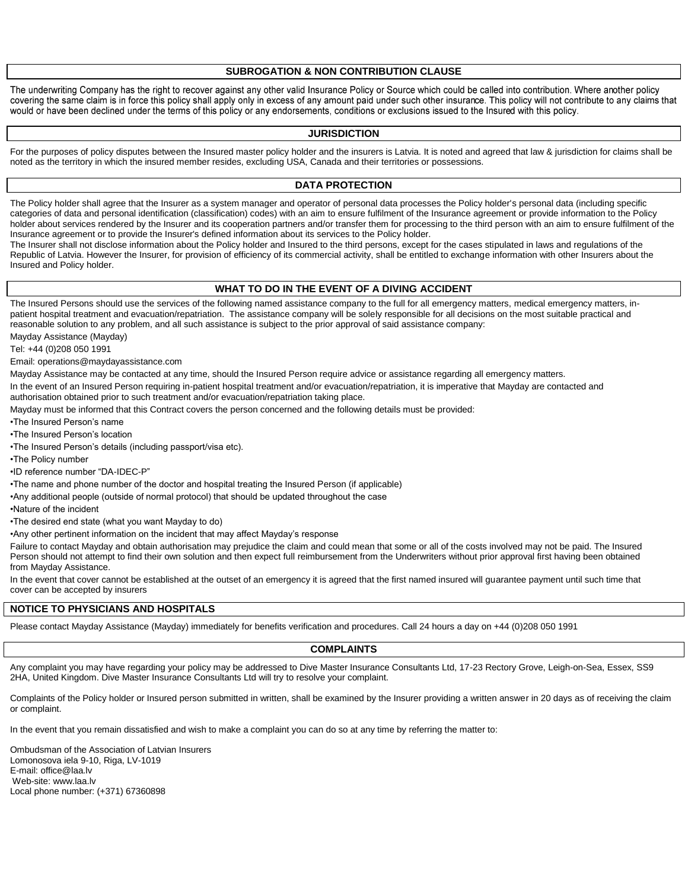## SUBROGATION & NON CONTRIBUTION CLAUSE

The underwriting Company has the right to recover against any other valid Insurance Policy or Source which could be called into contribution. Where another policy covering the same claim is in force this policy shall apply only in excess of any amount paid under such other insurance. This policy will not contribute to any claims that would or have been declined under the terms of this policy or any endorsements, conditions or exclusions issued to the Insured with this policy.

## JURISDICTION

For the purposes of policy disputes between the Insured master policy holder and the insurers is Latvia. It is noted and agreed that law & jurisdiction for claims shall be noted as the territory in which the insured member resides, excluding USA, Canada and their territories or possessions.

## DATA PROTECTION

The Policy holder shall agree that the Insurer as a system manager and operator of personal data processes the Policy holder's personal data (including specific categories of data and personal identification (classification) codes) with an aim to ensure fulfilment of the Insurance agreement or provide information to the Policy holder about services rendered by the Insurer and its cooperation partners and/or transfer them for processing to the third person with an aim to ensure fulfilment of the Insurance agreement or to provide the Insurer's defined information about its services to the Policy holder.

The Insurer shall not disclose information about the Policy holder and Insured to the third persons, except for the cases stipulated in laws and regulations of the Republic of Latvia. However the Insurer, for provision of efficiency of its commercial activity, shall be entitled to exchange information with other Insurers about the Insured and Policy holder.

## WHAT TO DO IN THE EVENT OF A DIVING ACCIDENT

The Insured Persons should use the services of the following named assistance company to the full for all emergency matters, medical emergency matters, in-patient hospital treatment and evacuation/repatriation. The assistance company will be solely responsible for all decisions on the most suitable practical and reasonable solution to any problem, and all such assistance is subject to the prior approval of said assistance company:

Mayday Assistance (Mayday)

Tel: +44 (0)208 050 1991

Email: operations@maydayassistance.com

Mayday Assistance may be contacted at any time, should the Insured Person require advice or assistance regarding all emergency matters.

In the event of an Insured Person requiring in-patient hospital treatment and/or evacuation/repatriation, it is imperative that Mayday are contacted and authorisation obtained prior to such treatment and/or evacuation/repatriation taking place.

Mayday must be informed that this Contract covers the person concerned and the following details must be provided:

- The Insured Person's name
- The Insured Person's location
- The Insured Person's details (including passport/visa etc).
- The Policy number
- ID reference number "DA-IDEC-P"
- The name and phone number of the doctor and hospital treating the Insured Person (if applicable)
- Any additional people (outside of normal protocol) that should be updated throughout the case
- Nature of the incident
- The desired end state (what you want Mayday to do)
- Any other pertinent information on the incident that may affect Mayday's response

Failure to contact Mayday and obtain authorisation may prejudice the claim and could mean that some or all of the costs involved may not be paid. The Insured Person should not attempt to find their own solution and then expect full reimbursement from the Underwriters without prior approval first having been obtained from Mayday Assistance.

In the event that cover cannot be established at the outset of an emergency it is agreed that the first named insured will guarantee payment until such time that cover can be accepted by insurers

## NOTICE TO PHYSICIANS AND HOSPITALS

Please contact Mayday Assistance (Mayday) immediately for benefits verification and procedures. Call 24 hours a day on +44 (0)208 050 1991

## COMPLAINTS

Any complaint you may have regarding your policy may be addressed to Dive Master Insurance Consultants Ltd, 17-23 Rectory Grove, Leigh-on-Sea, Essex, SS9 2HA, United Kingdom. Dive Master Insurance Consultants Ltd will try to resolve your complaint.

Complaints of the Policy holder or Insured person submitted in written, shall be examined by the Insurer providing a written answer in 20 days as of receiving the claim or complaint.

In the event that you remain dissatisfied and wish to make a complaint you can do so at any time by referring the matter to:

Ombudsman of the Association of Latvian Insurers  
Lomonosova iela 9-10, Riga, LV-1019  
E-mail: office@laa.lv  
Web-site: www.laa.lv  
Local phone number: (+371) 67360898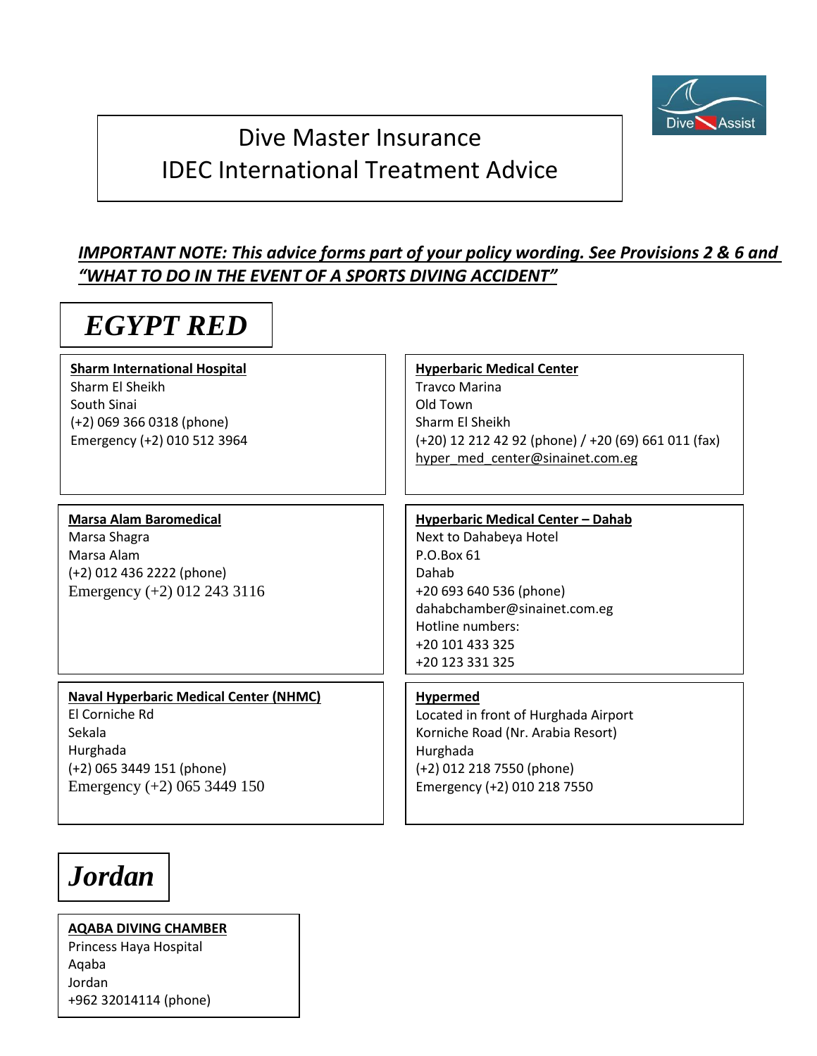# Dive Master Insurance
# IDEC International Treatment Advice

***IMPORTANT NOTE: This advice forms part of your policy wording. See Provisions 2 & 6 and "WHAT TO DO IN THE EVENT OF A SPORTS DIVING ACCIDENT"***

## *EGYPT RED*

**Sharm International Hospital**
Sharm El Sheikh
South Sinai
(+2) 069 366 0318 (phone)
Emergency (+2) 010 512 3964

**Hyperbaric Medical Center**
Travco Marina
Old Town
Sharm El Sheikh
(+20) 12 212 42 92 (phone) / +20 (69) 661 011 (fax)
hyper_med_center@sinainet.com.eg

**Marsa Alam Baromedical**
Marsa Shagra
Marsa Alam
(+2) 012 436 2222 (phone)
Emergency (+2) 012 243 3116

**Hyperbaric Medical Center – Dahab**
Next to Dahabeya Hotel
P.O.Box 61
Dahab
+20 693 640 536 (phone)
dahabchamber@sinainet.com.eg
Hotline numbers:
+20 101 433 325
+20 123 331 325

**Naval Hyperbaric Medical Center (NHMC)**
El Corniche Rd
Sekala
Hurghada
(+2) 065 3449 151 (phone)
Emergency (+2) 065 3449 150

**Hypermed**
Located in front of Hurghada Airport
Korniche Road (Nr. Arabia Resort)
Hurghada
(+2) 012 218 7550 (phone)
Emergency (+2) 010 218 7550

## *Jordan*

**AQABA DIVING CHAMBER**
Princess Haya Hospital
Aqaba
Jordan
+962 32014114 (phone)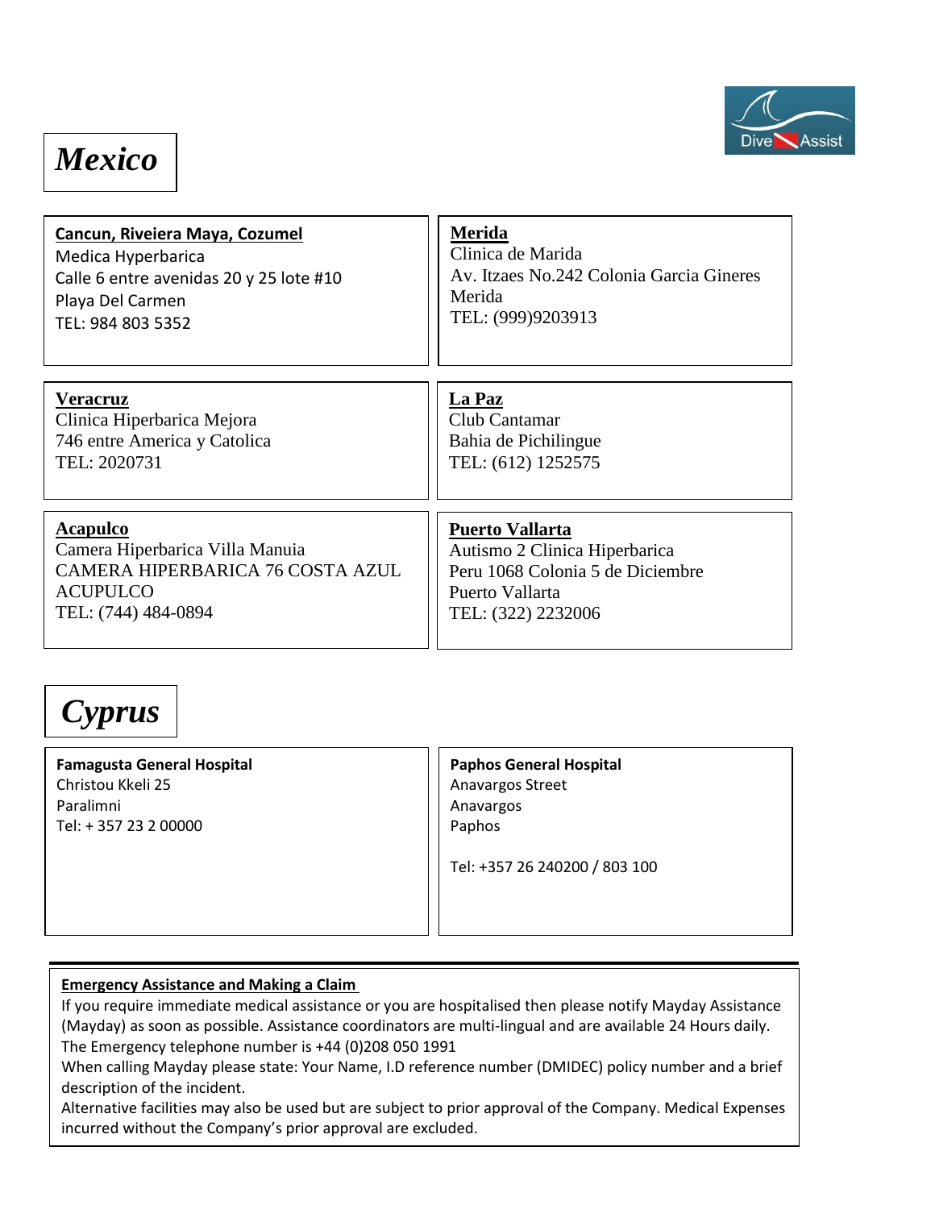# *Mexico*

**Cancun, Riveiera Maya, Cozumel**
Medica Hyperbarica
Calle 6 entre avenidas 20 y 25 lote #10
Playa Del Carmen
TEL: 984 803 5352

**Merida**
Clinica de Marida
Av. Itzaes No.242 Colonia Garcia Gineres
Merida
TEL: (999)9203913

**Veracruz**
Clinica Hiperbarica Mejora
746 entre America y Catolica
TEL: 2020731

**La Paz**
Club Cantamar
Bahia de Pichilingue
TEL: (612) 1252575

**Acapulco**
Camera Hiperbarica Villa Manuia
CAMERA HIPERBARICA 76 COSTA AZUL
ACUPULCO
TEL: (744) 484-0894

**Puerto Vallarta**
Autismo 2 Clinica Hiperbarica
Peru 1068 Colonia 5 de Diciembre
Puerto Vallarta
TEL: (322) 2232006

# *Cyprus*

**Famagusta General Hospital**
Christou Kkeli 25
Paralimni
Tel: + 357 23 2 00000

**Paphos General Hospital**
Anavargos Street
Anavargos
Paphos

Tel: +357 26 240200 / 803 100

**Emergency Assistance and Making a Claim**

If you require immediate medical assistance or you are hospitalised then please notify Mayday Assistance (Mayday) as soon as possible. Assistance coordinators are multi-lingual and are available 24 Hours daily. The Emergency telephone number is +44 (0)208 050 1991

When calling Mayday please state: Your Name, I.D reference number (DMIDEC) policy number and a brief description of the incident.

Alternative facilities may also be used but are subject to prior approval of the Company. Medical Expenses incurred without the Company's prior approval are excluded.